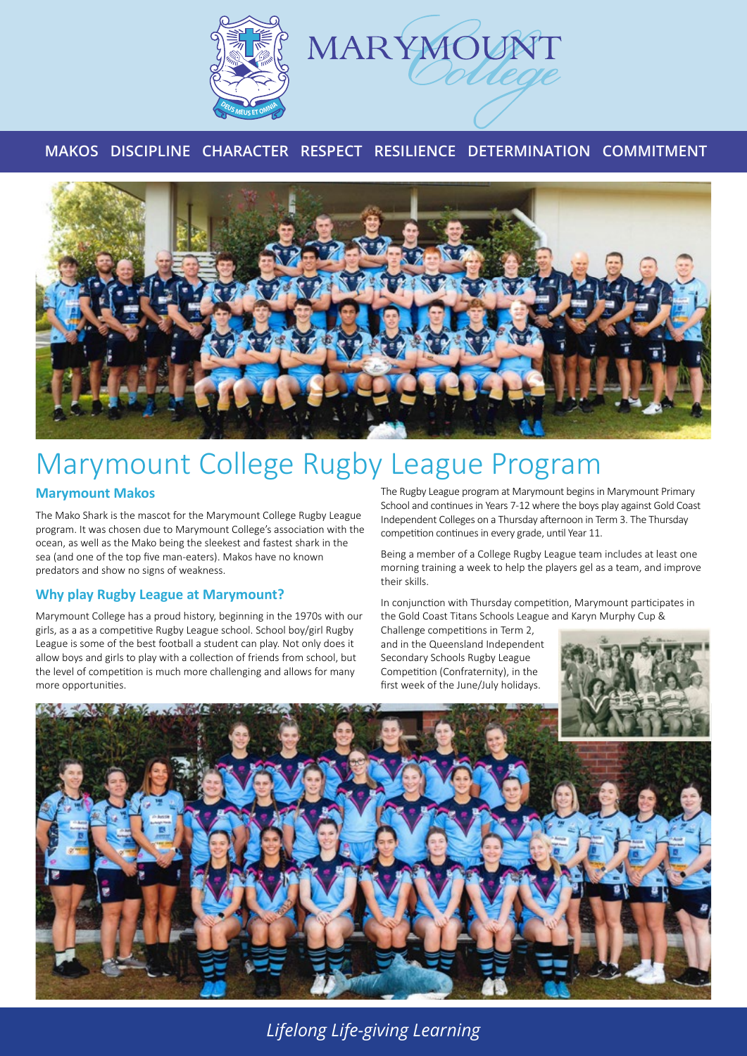MARYMOUNT College

MAKOS DISCIPLINE CHARACTER RESPECT RESILIENCE DETERMINATION COMMITMENT

# Marymount College Rugby League Program

### Marymount Makos

The Mako Shark is the mascot for the Marymount College Rugby League program. It was chosen due to Marymount College's association with the ocean, as well as the Mako being the sleekest and fastest shark in the sea (and one of the top five man-eaters). Makos have no known predators and show no signs of weakness.

### Why play Rugby League at Marymount?

Marymount College has a proud history, beginning in the 1970s with our girls, as a as a competitive Rugby League school. School boy/girl Rugby League is some of the best football a student can play. Not only does it allow boys and girls to play with a collection of friends from school, but the level of competition is much more challenging and allows for many more opportunities.

The Rugby League program at Marymount begins in Marymount Primary School and continues in Years 7-12 where the boys play against Gold Coast Independent Colleges on a Thursday afternoon in Term 3. The Thursday competition continues in every grade, until Year 11.

Being a member of a College Rugby League team includes at least one morning training a week to help the players gel as a team, and improve their skills.

In conjunction with Thursday competition, Marymount participates in the Gold Coast Titans Schools League and Karyn Murphy Cup & Challenge competitions in Term 2, and in the Queensland Independent Secondary Schools Rugby League Competition (Confraternity), in the first week of the June/July holidays.

*Lifelong Life-giving Learning*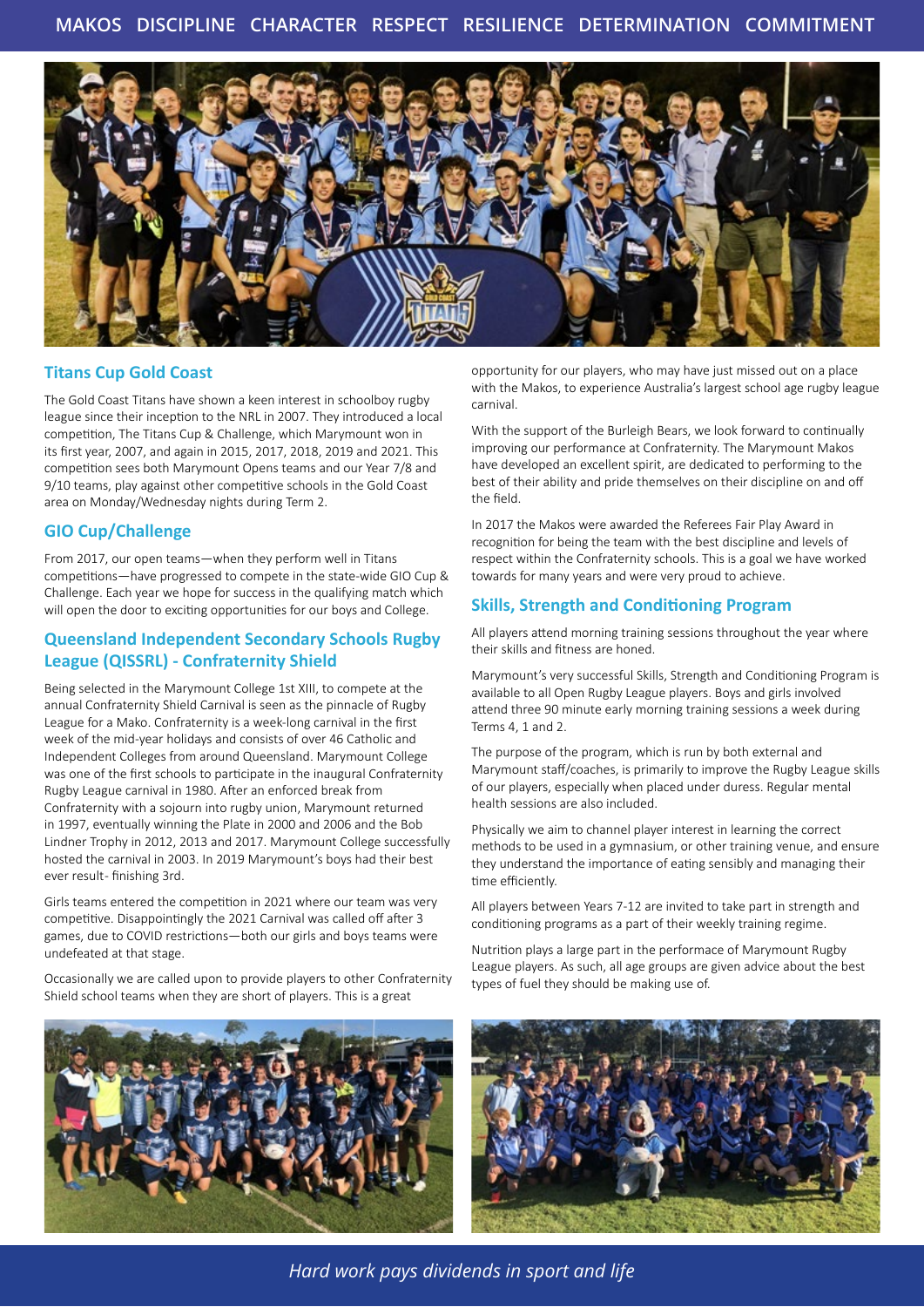MAKOS DISCIPLINE CHARACTER RESPECT RESILIENCE DETERMINATION COMMITMENT

## Titans Cup Gold Coast

The Gold Coast Titans have shown a keen interest in schoolboy rugby league since their inception to the NRL in 2007. They introduced a local competition, The Titans Cup & Challenge, which Marymount won in its first year, 2007, and again in 2015, 2017, 2018, 2019 and 2021. This competition sees both Marymount Opens teams and our Year 7/8 and 9/10 teams, play against other competitive schools in the Gold Coast area on Monday/Wednesday nights during Term 2.

## GIO Cup/Challenge

From 2017, our open teams—when they perform well in Titans competitions—have progressed to compete in the state-wide GIO Cup & Challenge. Each year we hope for success in the qualifying match which will open the door to exciting opportunities for our boys and College.

## Queensland Independent Secondary Schools Rugby League (QISSRL) - Confraternity Shield

Being selected in the Marymount College 1st XIII, to compete at the annual Confraternity Shield Carnival is seen as the pinnacle of Rugby League for a Mako. Confraternity is a week-long carnival in the first week of the mid-year holidays and consists of over 46 Catholic and Independent Colleges from around Queensland. Marymount College was one of the first schools to participate in the inaugural Confraternity Rugby League carnival in 1980. After an enforced break from Confraternity with a sojourn into rugby union, Marymount returned in 1997, eventually winning the Plate in 2000 and 2006 and the Bob Lindner Trophy in 2012, 2013 and 2017. Marymount College successfully hosted the carnival in 2003. In 2019 Marymount's boys had their best ever result- finishing 3rd.

Girls teams entered the competition in 2021 where our team was very competitive. Disappointingly the 2021 Carnival was called off after 3 games, due to COVID restrictions—both our girls and boys teams were undefeated at that stage.

Occasionally we are called upon to provide players to other Confraternity Shield school teams when they are short of players. This is a great opportunity for our players, who may have just missed out on a place with the Makos, to experience Australia's largest school age rugby league carnival.

With the support of the Burleigh Bears, we look forward to continually improving our performance at Confraternity. The Marymount Makos have developed an excellent spirit, are dedicated to performing to the best of their ability and pride themselves on their discipline on and off the field.

In 2017 the Makos were awarded the Referees Fair Play Award in recognition for being the team with the best discipline and levels of respect within the Confraternity schools. This is a goal we have worked towards for many years and were very proud to achieve.

## Skills, Strength and Conditioning Program

All players attend morning training sessions throughout the year where their skills and fitness are honed.

Marymount's very successful Skills, Strength and Conditioning Program is available to all Open Rugby League players. Boys and girls involved attend three 90 minute early morning training sessions a week during Terms 4, 1 and 2.

The purpose of the program, which is run by both external and Marymount staff/coaches, is primarily to improve the Rugby League skills of our players, especially when placed under duress. Regular mental health sessions are also included.

Physically we aim to channel player interest in learning the correct methods to be used in a gymnasium, or other training venue, and ensure they understand the importance of eating sensibly and managing their time efficiently.

All players between Years 7-12 are invited to take part in strength and conditioning programs as a part of their weekly training regime.

Nutrition plays a large part in the performace of Marymount Rugby League players. As such, all age groups are given advice about the best types of fuel they should be making use of.

*Hard work pays dividends in sport and life*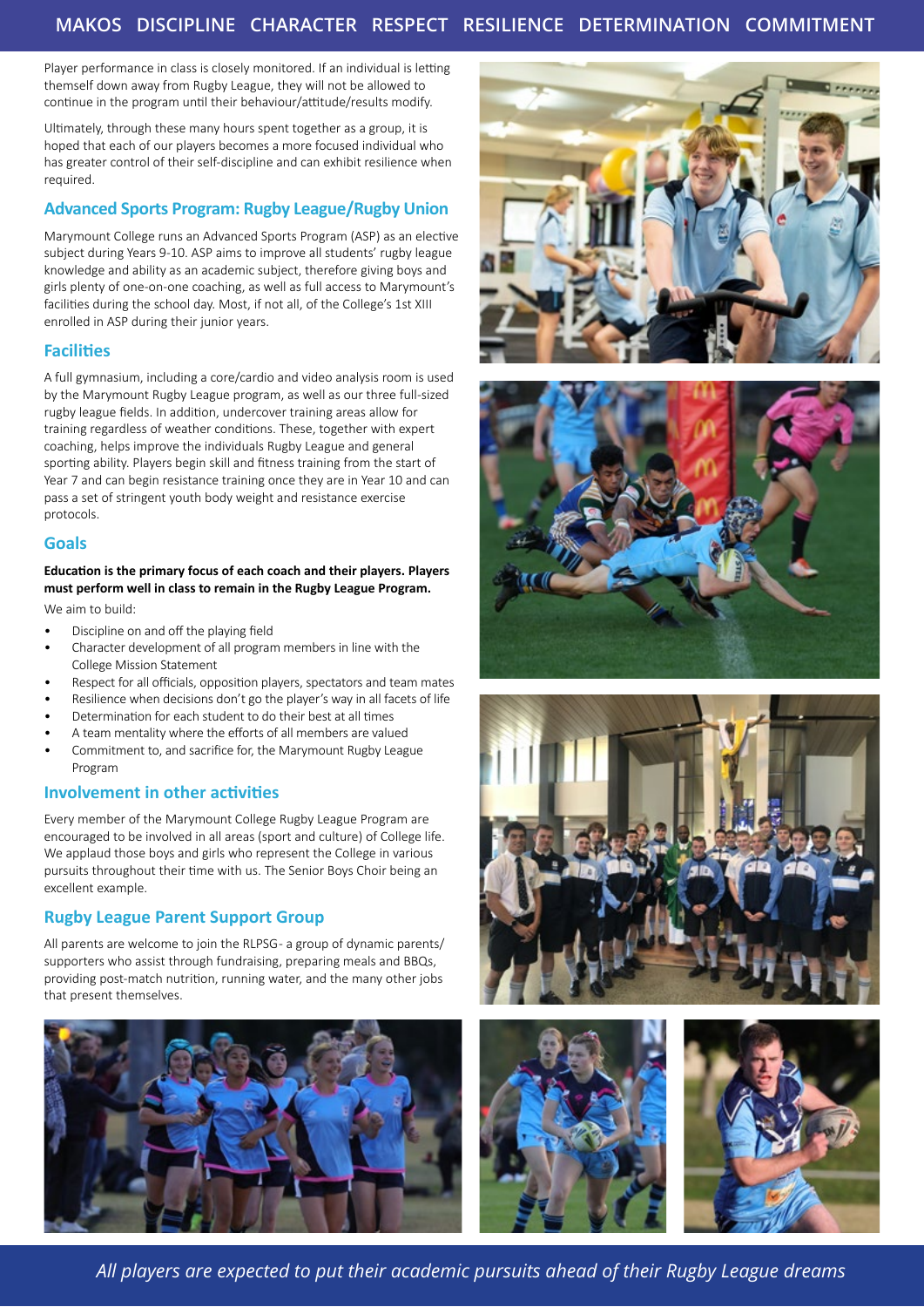Player performance in class is closely monitored. If an individual is letting themself down away from Rugby League, they will not be allowed to continue in the program until their behaviour/attitude/results modify.

Ultimately, through these many hours spent together as a group, it is hoped that each of our players becomes a more focused individual who has greater control of their self-discipline and can exhibit resilience when required.

## Advanced Sports Program: Rugby League/Rugby Union

Marymount College runs an Advanced Sports Program (ASP) as an elective subject during Years 9-10. ASP aims to improve all students' rugby league knowledge and ability as an academic subject, therefore giving boys and girls plenty of one-on-one coaching, as well as full access to Marymount's facilities during the school day. Most, if not all, of the College's 1st XIII enrolled in ASP during their junior years.

## Facilities

A full gymnasium, including a core/cardio and video analysis room is used by the Marymount Rugby League program, as well as our three full-sized rugby league fields. In addition, undercover training areas allow for training regardless of weather conditions. These, together with expert coaching, helps improve the individuals Rugby League and general sporting ability. Players begin skill and fitness training from the start of Year 7 and can begin resistance training once they are in Year 10 and can pass a set of stringent youth body weight and resistance exercise protocols.

## Goals

**Education is the primary focus of each coach and their players. Players must perform well in class to remain in the Rugby League Program.**

We aim to build:

- Discipline on and off the playing field
- Character development of all program members in line with the College Mission Statement
- Respect for all officials, opposition players, spectators and team mates
- Resilience when decisions don't go the player's way in all facets of life
- Determination for each student to do their best at all times
- A team mentality where the efforts of all members are valued
- Commitment to, and sacrifice for, the Marymount Rugby League Program

## Involvement in other activities

Every member of the Marymount College Rugby League Program are encouraged to be involved in all areas (sport and culture) of College life. We applaud those boys and girls who represent the College in various pursuits throughout their time with us. The Senior Boys Choir being an excellent example.

## Rugby League Parent Support Group

All parents are welcome to join the RLPSG - a group of dynamic parents/supporters who assist through fundraising, preparing meals and BBQs, providing post-match nutrition, running water, and the many other jobs that present themselves.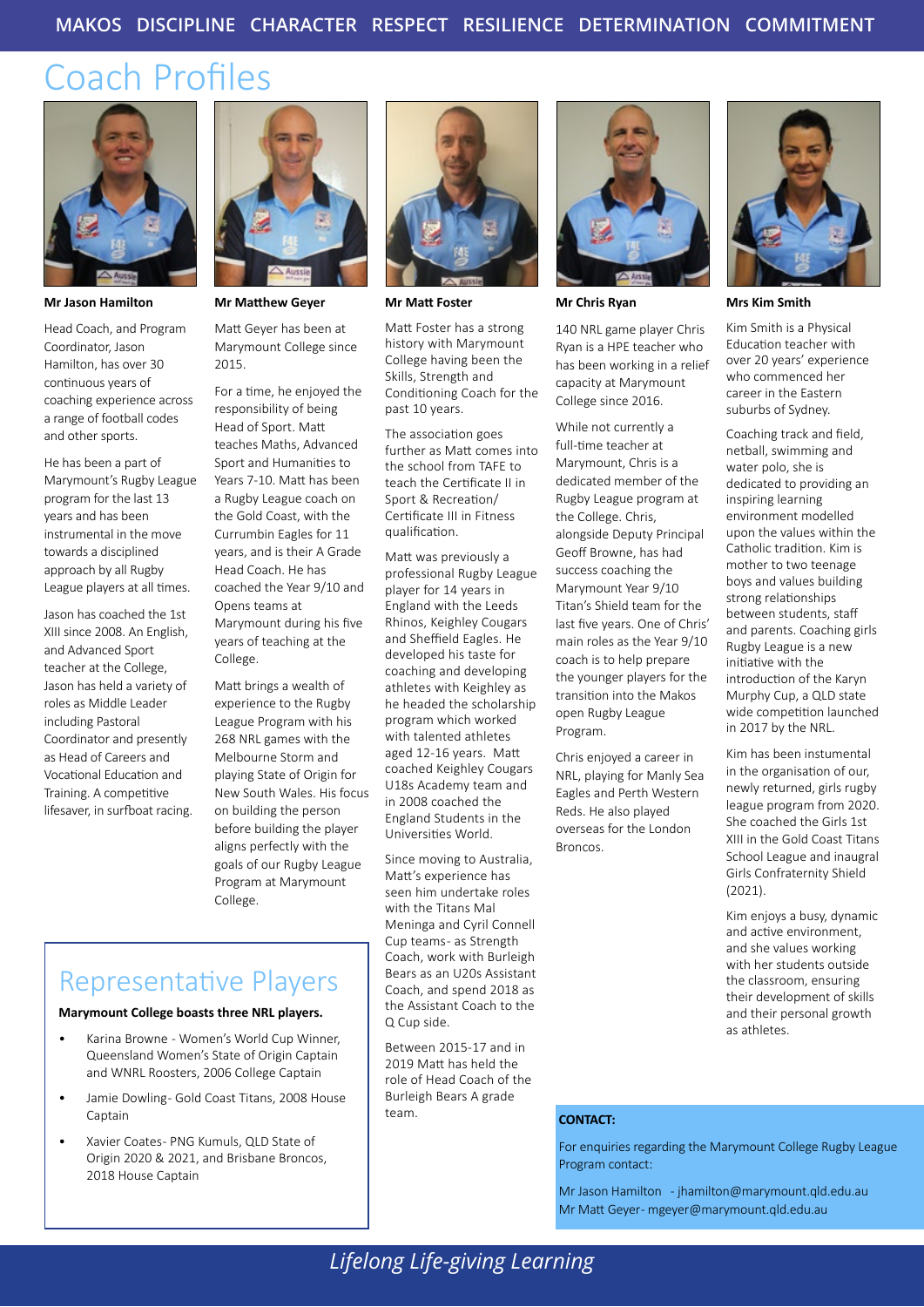MAKOS DISCIPLINE CHARACTER RESPECT RESILIENCE DETERMINATION COMMITMENT

# Coach Profiles

**Mr Jason Hamilton**

Head Coach, and Program Coordinator, Jason Hamilton, has over 30 continuous years of coaching experience across a range of football codes and other sports.

He has been a part of Marymount's Rugby League program for the last 13 years and has been instrumental in the move towards a disciplined approach by all Rugby League players at all times.

Jason has coached the 1st XIII since 2008. An English, and Advanced Sport teacher at the College, Jason has held a variety of roles as Middle Leader including Pastoral Coordinator and presently as Head of Careers and Vocational Education and Training. A competitive lifesaver, in surfboat racing.

**Mr Matthew Geyer**

Matt Geyer has been at Marymount College since 2015.

For a time, he enjoyed the responsibility of being Head of Sport. Matt teaches Maths, Advanced Sport and Humanities to Years 7-10. Matt has been a Rugby League coach on the Gold Coast, with the Currumbin Eagles for 11 years, and is their A Grade Head Coach. He has coached the Year 9/10 and Opens teams at Marymount during his five years of teaching at the College.

Matt brings a wealth of experience to the Rugby League Program with his 268 NRL games with the Melbourne Storm and playing State of Origin for New South Wales. His focus on building the person before building the player aligns perfectly with the goals of our Rugby League Program at Marymount College.

**Mr Matt Foster**

Matt Foster has a strong history with Marymount College having been the Skills, Strength and Conditioning Coach for the past 10 years.

The association goes further as Matt comes into the school from TAFE to teach the Certificate II in Sport & Recreation/ Certificate III in Fitness qualification.

Matt was previously a professional Rugby League player for 14 years in England with the Leeds Rhinos, Keighley Cougars and Sheffield Eagles. He developed his taste for coaching and developing athletes with Keighley as he headed the scholarship program which worked with talented athletes aged 12-16 years. Matt coached Keighley Cougars U18s Academy team and in 2008 coached the England Students in the Universities World.

Since moving to Australia, Matt's experience has seen him undertake roles with the Titans Mal Meninga and Cyril Connell Cup teams- as Strength Coach, work with Burleigh Bears as an U20s Assistant Coach, and spend 2018 as the Assistant Coach to the Q Cup side.

Between 2015-17 and in 2019 Matt has held the role of Head Coach of the Burleigh Bears A grade team.

**Mr Chris Ryan**

140 NRL game player Chris Ryan is a HPE teacher who has been working in a relief capacity at Marymount College since 2016.

While not currently a full-time teacher at Marymount, Chris is a dedicated member of the Rugby League program at the College. Chris, alongside Deputy Principal Geoff Browne, has had success coaching the Marymount Year 9/10 Titan's Shield team for the last five years. One of Chris' main roles as the Year 9/10 coach is to help prepare the younger players for the transition into the Makos open Rugby League Program.

Chris enjoyed a career in NRL, playing for Manly Sea Eagles and Perth Western Reds. He also played overseas for the London Broncos.

**Mrs Kim Smith**

Kim Smith is a Physical Education teacher with over 20 years' experience who commenced her career in the Eastern suburbs of Sydney.

Coaching track and field, netball, swimming and water polo, she is dedicated to providing an inspiring learning environment modelled upon the values within the Catholic tradition. Kim is mother to two teenage boys and values building strong relationships between students, staff and parents. Coaching girls Rugby League is a new initiative with the introduction of the Karyn Murphy Cup, a QLD state wide competition launched in 2017 by the NRL.

Kim has been instumental in the organisation of our, newly returned, girls rugby league program from 2020. She coached the Girls 1st XIII in the Gold Coast Titans School League and inaugral Girls Confraternity Shield (2021).

Kim enjoys a busy, dynamic and active environment, and she values working with her students outside the classroom, ensuring their development of skills and their personal growth as athletes.

## Representative Players

**Marymount College boasts three NRL players.**

- Karina Browne - Women's World Cup Winner, Queensland Women's State of Origin Captain and WNRL Roosters, 2006 College Captain
- Jamie Dowling- Gold Coast Titans, 2008 House Captain
- Xavier Coates- PNG Kumuls, QLD State of Origin 2020 & 2021, and Brisbane Broncos, 2018 House Captain

**CONTACT:**

For enquiries regarding the Marymount College Rugby League Program contact:

Mr Jason Hamilton - jhamilton@marymount.qld.edu.au
Mr Matt Geyer- mgeyer@marymount.qld.edu.au

*Lifelong Life-giving Learning*